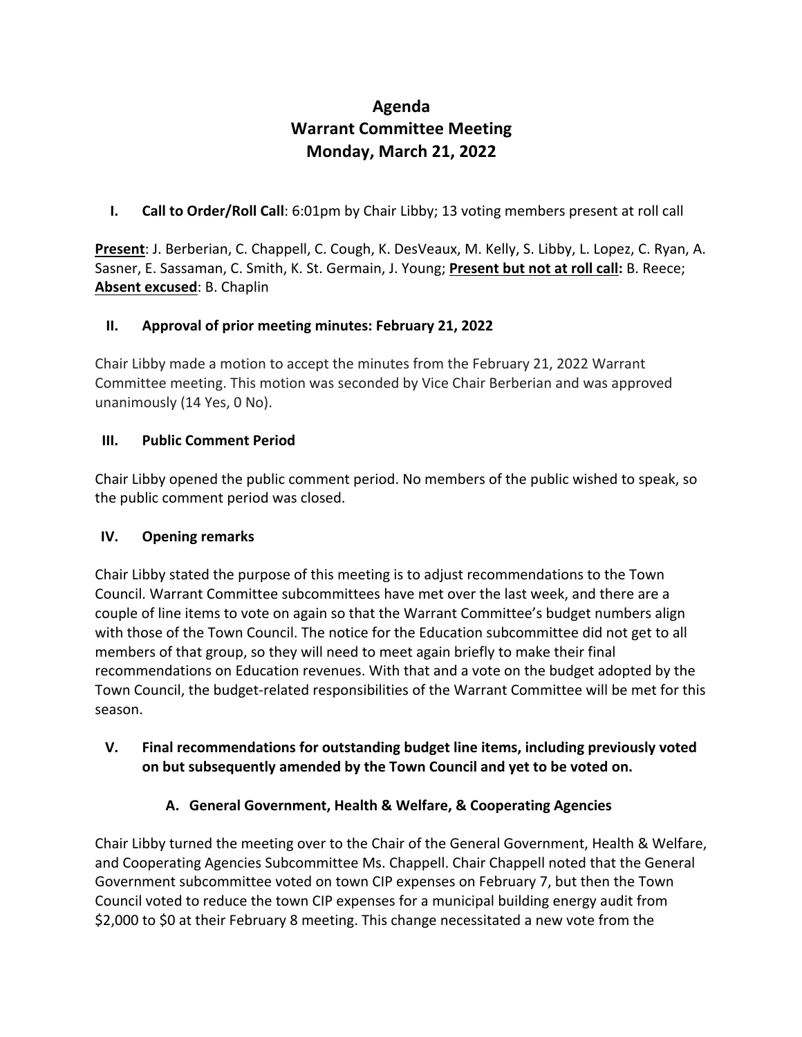# Agenda
# Warrant Committee Meeting
# Monday, March 21, 2022

## I. Call to Order/Roll Call: 6:01pm by Chair Libby; 13 voting members present at roll call

**Present**: J. Berberian, C. Chappell, C. Cough, K. DesVeaux, M. Kelly, S. Libby, L. Lopez, C. Ryan, A. Sasner, E. Sassaman, C. Smith, K. St. Germain, J. Young; **Present but not at roll call:** B. Reece; **Absent excused**: B. Chaplin

## II. Approval of prior meeting minutes: February 21, 2022

Chair Libby made a motion to accept the minutes from the February 21, 2022 Warrant Committee meeting. This motion was seconded by Vice Chair Berberian and was approved unanimously (14 Yes, 0 No).

## III. Public Comment Period

Chair Libby opened the public comment period. No members of the public wished to speak, so the public comment period was closed.

## IV. Opening remarks

Chair Libby stated the purpose of this meeting is to adjust recommendations to the Town Council. Warrant Committee subcommittees have met over the last week, and there are a couple of line items to vote on again so that the Warrant Committee's budget numbers align with those of the Town Council. The notice for the Education subcommittee did not get to all members of that group, so they will need to meet again briefly to make their final recommendations on Education revenues. With that and a vote on the budget adopted by the Town Council, the budget-related responsibilities of the Warrant Committee will be met for this season.

## V. Final recommendations for outstanding budget line items, including previously voted on but subsequently amended by the Town Council and yet to be voted on.

### A. General Government, Health & Welfare, & Cooperating Agencies

Chair Libby turned the meeting over to the Chair of the General Government, Health & Welfare, and Cooperating Agencies Subcommittee Ms. Chappell. Chair Chappell noted that the General Government subcommittee voted on town CIP expenses on February 7, but then the Town Council voted to reduce the town CIP expenses for a municipal building energy audit from $2,000 to $0 at their February 8 meeting. This change necessitated a new vote from the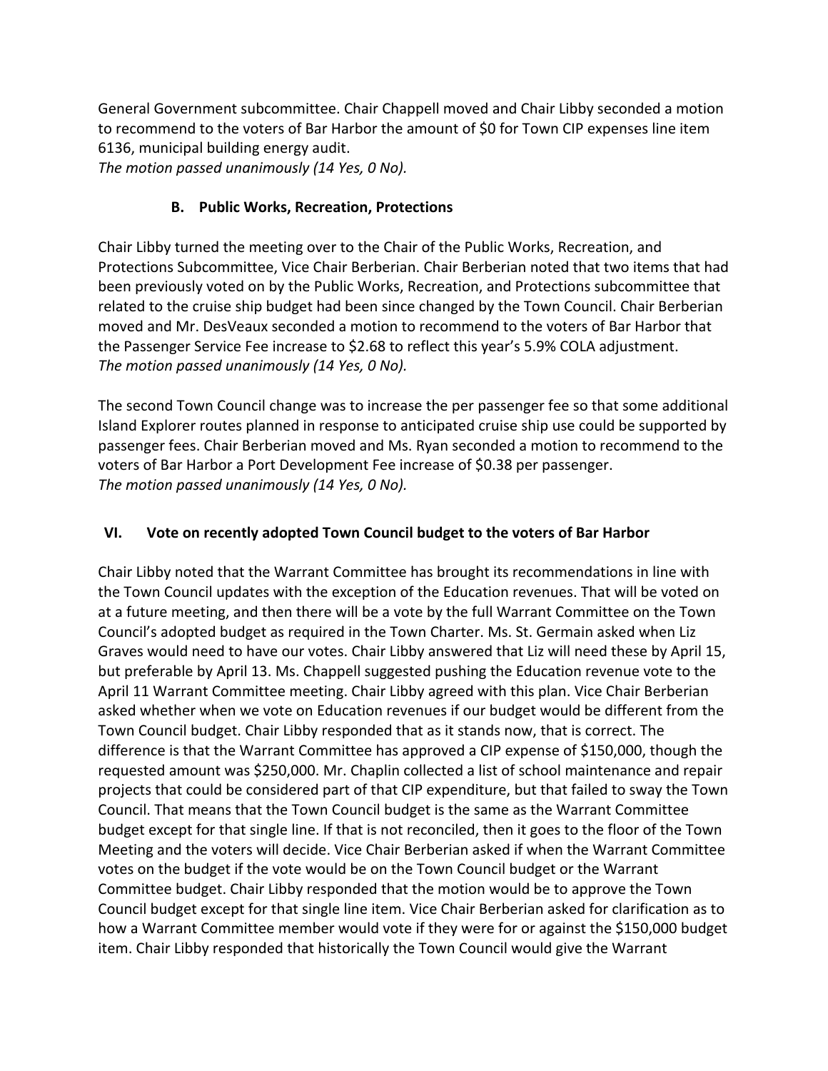General Government subcommittee. Chair Chappell moved and Chair Libby seconded a motion to recommend to the voters of Bar Harbor the amount of $0 for Town CIP expenses line item 6136, municipal building energy audit.
*The motion passed unanimously (14 Yes, 0 No).*

### B. Public Works, Recreation, Protections

Chair Libby turned the meeting over to the Chair of the Public Works, Recreation, and Protections Subcommittee, Vice Chair Berberian. Chair Berberian noted that two items that had been previously voted on by the Public Works, Recreation, and Protections subcommittee that related to the cruise ship budget had been since changed by the Town Council. Chair Berberian moved and Mr. DesVeaux seconded a motion to recommend to the voters of Bar Harbor that the Passenger Service Fee increase to $2.68 to reflect this year's 5.9% COLA adjustment.
*The motion passed unanimously (14 Yes, 0 No).*

The second Town Council change was to increase the per passenger fee so that some additional Island Explorer routes planned in response to anticipated cruise ship use could be supported by passenger fees. Chair Berberian moved and Ms. Ryan seconded a motion to recommend to the voters of Bar Harbor a Port Development Fee increase of $0.38 per passenger.
*The motion passed unanimously (14 Yes, 0 No).*

## VI. Vote on recently adopted Town Council budget to the voters of Bar Harbor

Chair Libby noted that the Warrant Committee has brought its recommendations in line with the Town Council updates with the exception of the Education revenues. That will be voted on at a future meeting, and then there will be a vote by the full Warrant Committee on the Town Council's adopted budget as required in the Town Charter. Ms. St. Germain asked when Liz Graves would need to have our votes. Chair Libby answered that Liz will need these by April 15, but preferable by April 13. Ms. Chappell suggested pushing the Education revenue vote to the April 11 Warrant Committee meeting. Chair Libby agreed with this plan. Vice Chair Berberian asked whether when we vote on Education revenues if our budget would be different from the Town Council budget. Chair Libby responded that as it stands now, that is correct. The difference is that the Warrant Committee has approved a CIP expense of $150,000, though the requested amount was $250,000. Mr. Chaplin collected a list of school maintenance and repair projects that could be considered part of that CIP expenditure, but that failed to sway the Town Council. That means that the Town Council budget is the same as the Warrant Committee budget except for that single line. If that is not reconciled, then it goes to the floor of the Town Meeting and the voters will decide. Vice Chair Berberian asked if when the Warrant Committee votes on the budget if the vote would be on the Town Council budget or the Warrant Committee budget. Chair Libby responded that the motion would be to approve the Town Council budget except for that single line item. Vice Chair Berberian asked for clarification as to how a Warrant Committee member would vote if they were for or against the $150,000 budget item. Chair Libby responded that historically the Town Council would give the Warrant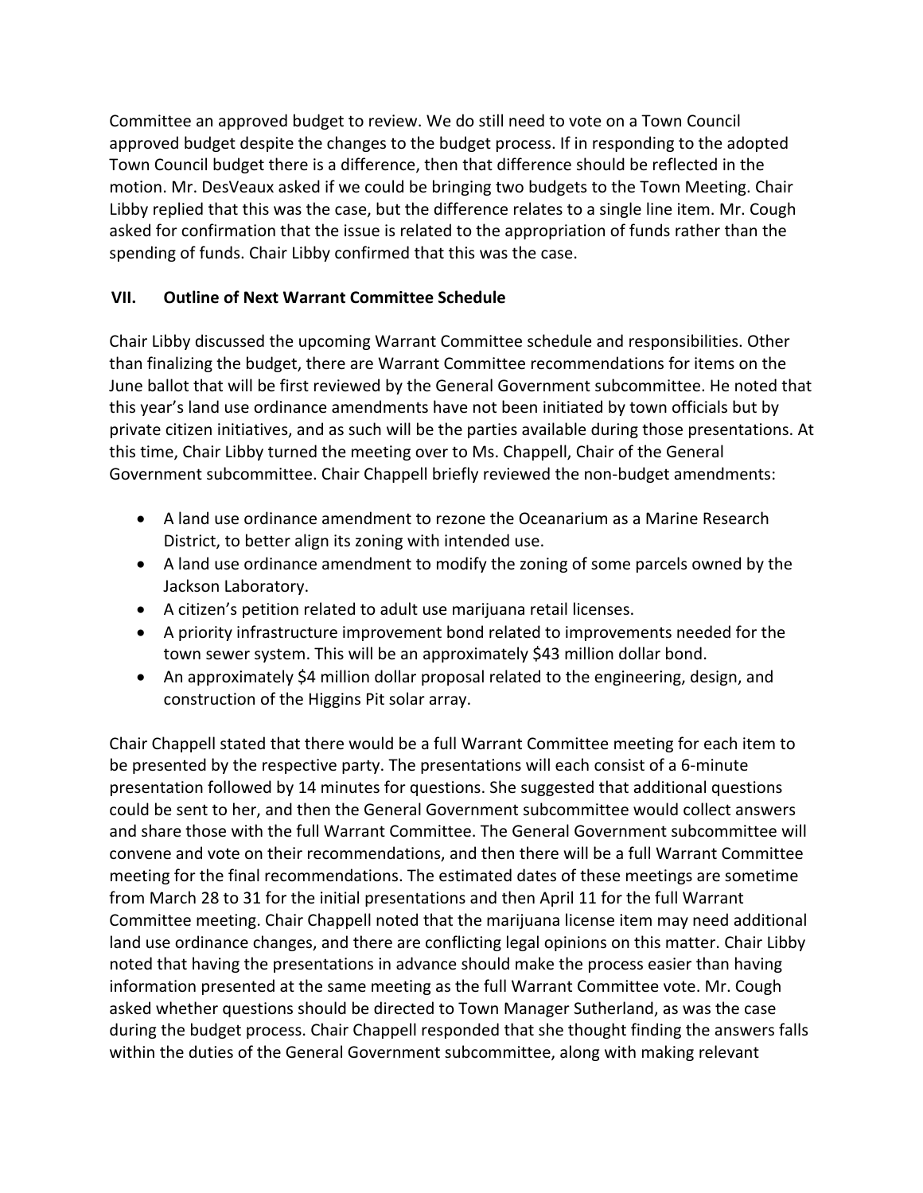Committee an approved budget to review. We do still need to vote on a Town Council approved budget despite the changes to the budget process. If in responding to the adopted Town Council budget there is a difference, then that difference should be reflected in the motion. Mr. DesVeaux asked if we could be bringing two budgets to the Town Meeting. Chair Libby replied that this was the case, but the difference relates to a single line item. Mr. Cough asked for confirmation that the issue is related to the appropriation of funds rather than the spending of funds. Chair Libby confirmed that this was the case.

## VII. Outline of Next Warrant Committee Schedule

Chair Libby discussed the upcoming Warrant Committee schedule and responsibilities. Other than finalizing the budget, there are Warrant Committee recommendations for items on the June ballot that will be first reviewed by the General Government subcommittee. He noted that this year's land use ordinance amendments have not been initiated by town officials but by private citizen initiatives, and as such will be the parties available during those presentations. At this time, Chair Libby turned the meeting over to Ms. Chappell, Chair of the General Government subcommittee. Chair Chappell briefly reviewed the non-budget amendments:

- A land use ordinance amendment to rezone the Oceanarium as a Marine Research District, to better align its zoning with intended use.
- A land use ordinance amendment to modify the zoning of some parcels owned by the Jackson Laboratory.
- A citizen's petition related to adult use marijuana retail licenses.
- A priority infrastructure improvement bond related to improvements needed for the town sewer system. This will be an approximately $43 million dollar bond.
- An approximately $4 million dollar proposal related to the engineering, design, and construction of the Higgins Pit solar array.

Chair Chappell stated that there would be a full Warrant Committee meeting for each item to be presented by the respective party. The presentations will each consist of a 6-minute presentation followed by 14 minutes for questions. She suggested that additional questions could be sent to her, and then the General Government subcommittee would collect answers and share those with the full Warrant Committee. The General Government subcommittee will convene and vote on their recommendations, and then there will be a full Warrant Committee meeting for the final recommendations. The estimated dates of these meetings are sometime from March 28 to 31 for the initial presentations and then April 11 for the full Warrant Committee meeting. Chair Chappell noted that the marijuana license item may need additional land use ordinance changes, and there are conflicting legal opinions on this matter. Chair Libby noted that having the presentations in advance should make the process easier than having information presented at the same meeting as the full Warrant Committee vote. Mr. Cough asked whether questions should be directed to Town Manager Sutherland, as was the case during the budget process. Chair Chappell responded that she thought finding the answers falls within the duties of the General Government subcommittee, along with making relevant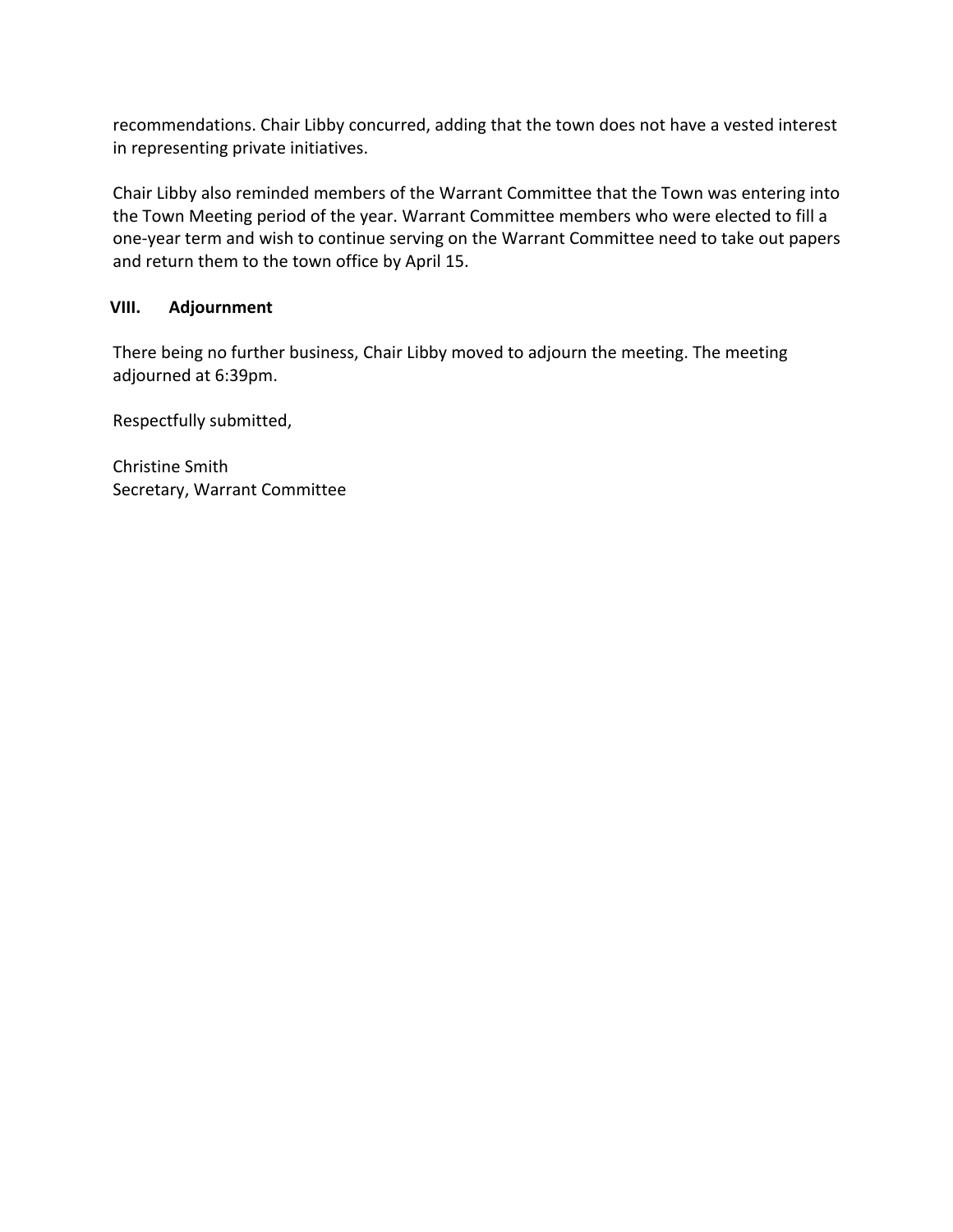recommendations. Chair Libby concurred, adding that the town does not have a vested interest in representing private initiatives.

Chair Libby also reminded members of the Warrant Committee that the Town was entering into the Town Meeting period of the year. Warrant Committee members who were elected to fill a one-year term and wish to continue serving on the Warrant Committee need to take out papers and return them to the town office by April 15.

## VIII. Adjournment

There being no further business, Chair Libby moved to adjourn the meeting. The meeting adjourned at 6:39pm.

Respectfully submitted,

Christine Smith
Secretary, Warrant Committee